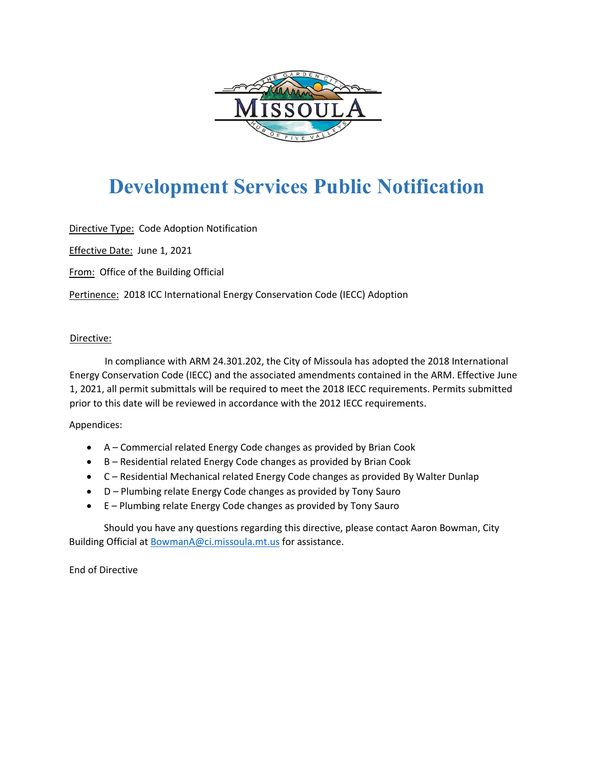# Development Services Public Notification

Directive Type: Code Adoption Notification

Effective Date: June 1, 2021

From: Office of the Building Official

Pertinence: 2018 ICC International Energy Conservation Code (IECC) Adoption

Directive:

In compliance with ARM 24.301.202, the City of Missoula has adopted the 2018 International Energy Conservation Code (IECC) and the associated amendments contained in the ARM. Effective June 1, 2021, all permit submittals will be required to meet the 2018 IECC requirements. Permits submitted prior to this date will be reviewed in accordance with the 2012 IECC requirements.

Appendices:

- A – Commercial related Energy Code changes as provided by Brian Cook
- B – Residential related Energy Code changes as provided by Brian Cook
- C – Residential Mechanical related Energy Code changes as provided By Walter Dunlap
- D – Plumbing relate Energy Code changes as provided by Tony Sauro
- E – Plumbing relate Energy Code changes as provided by Tony Sauro

Should you have any questions regarding this directive, please contact Aaron Bowman, City Building Official at BowmanA@ci.missoula.mt.us for assistance.

End of Directive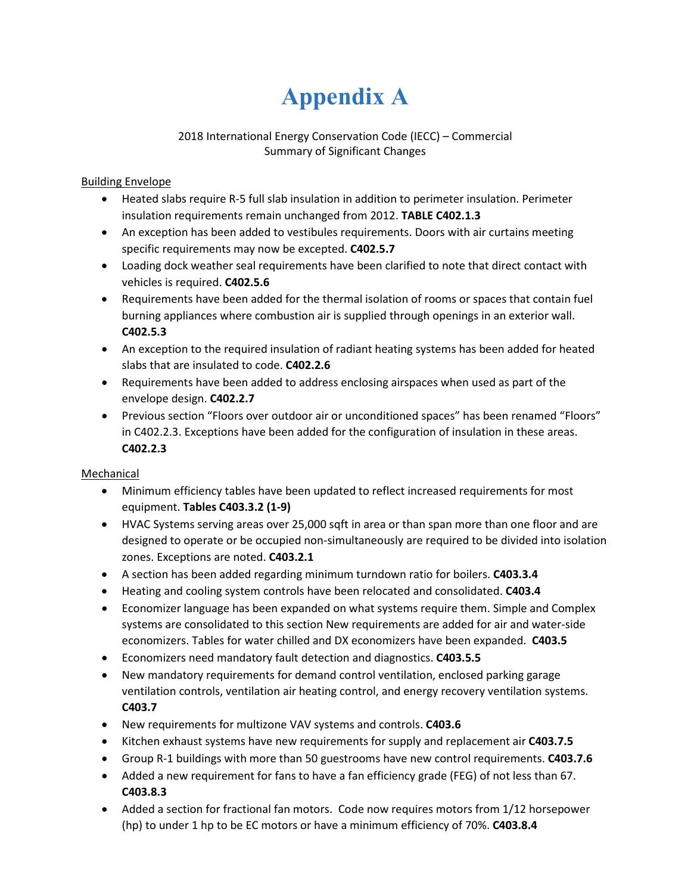# Appendix A

2018 International Energy Conservation Code (IECC) – Commercial
Summary of Significant Changes

Building Envelope

- Heated slabs require R-5 full slab insulation in addition to perimeter insulation. Perimeter insulation requirements remain unchanged from 2012. **TABLE C402.1.3**
- An exception has been added to vestibules requirements. Doors with air curtains meeting specific requirements may now be excepted. **C402.5.7**
- Loading dock weather seal requirements have been clarified to note that direct contact with vehicles is required. **C402.5.6**
- Requirements have been added for the thermal isolation of rooms or spaces that contain fuel burning appliances where combustion air is supplied through openings in an exterior wall. **C402.5.3**
- An exception to the required insulation of radiant heating systems has been added for heated slabs that are insulated to code. **C402.2.6**
- Requirements have been added to address enclosing airspaces when used as part of the envelope design. **C402.2.7**
- Previous section "Floors over outdoor air or unconditioned spaces" has been renamed "Floors" in C402.2.3. Exceptions have been added for the configuration of insulation in these areas. **C402.2.3**

Mechanical

- Minimum efficiency tables have been updated to reflect increased requirements for most equipment. **Tables C403.3.2 (1-9)**
- HVAC Systems serving areas over 25,000 sqft in area or than span more than one floor and are designed to operate or be occupied non-simultaneously are required to be divided into isolation zones. Exceptions are noted. **C403.2.1**
- A section has been added regarding minimum turndown ratio for boilers. **C403.3.4**
- Heating and cooling system controls have been relocated and consolidated. **C403.4**
- Economizer language has been expanded on what systems require them. Simple and Complex systems are consolidated to this section New requirements are added for air and water-side economizers. Tables for water chilled and DX economizers have been expanded. **C403.5**
- Economizers need mandatory fault detection and diagnostics. **C403.5.5**
- New mandatory requirements for demand control ventilation, enclosed parking garage ventilation controls, ventilation air heating control, and energy recovery ventilation systems. **C403.7**
- New requirements for multizone VAV systems and controls. **C403.6**
- Kitchen exhaust systems have new requirements for supply and replacement air **C403.7.5**
- Group R-1 buildings with more than 50 guestrooms have new control requirements. **C403.7.6**
- Added a new requirement for fans to have a fan efficiency grade (FEG) of not less than 67. **C403.8.3**
- Added a section for fractional fan motors. Code now requires motors from 1/12 horsepower (hp) to under 1 hp to be EC motors or have a minimum efficiency of 70%. **C403.8.4**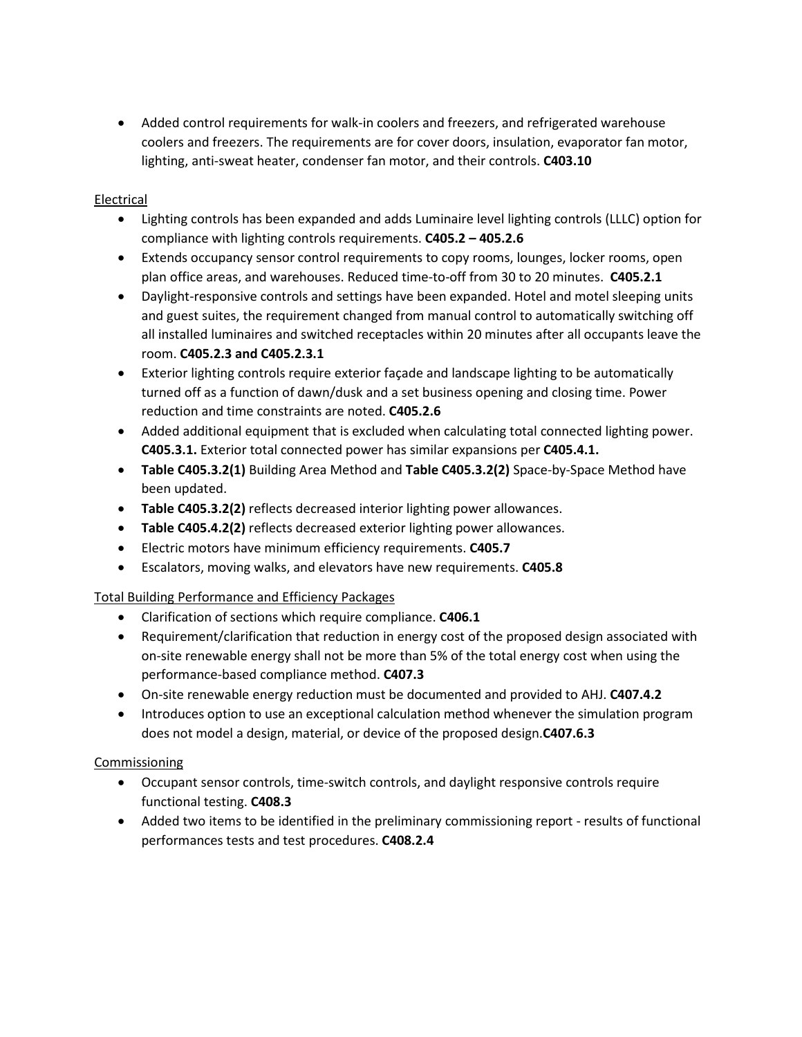- Added control requirements for walk-in coolers and freezers, and refrigerated warehouse coolers and freezers. The requirements are for cover doors, insulation, evaporator fan motor, lighting, anti-sweat heater, condenser fan motor, and their controls. **C403.10**

<u>Electrical</u>

- Lighting controls has been expanded and adds Luminaire level lighting controls (LLLC) option for compliance with lighting controls requirements. **C405.2 – 405.2.6**
- Extends occupancy sensor control requirements to copy rooms, lounges, locker rooms, open plan office areas, and warehouses. Reduced time-to-off from 30 to 20 minutes. **C405.2.1**
- Daylight-responsive controls and settings have been expanded. Hotel and motel sleeping units and guest suites, the requirement changed from manual control to automatically switching off all installed luminaires and switched receptacles within 20 minutes after all occupants leave the room. **C405.2.3 and C405.2.3.1**
- Exterior lighting controls require exterior façade and landscape lighting to be automatically turned off as a function of dawn/dusk and a set business opening and closing time. Power reduction and time constraints are noted. **C405.2.6**
- Added additional equipment that is excluded when calculating total connected lighting power. **C405.3.1.** Exterior total connected power has similar expansions per **C405.4.1.**
- **Table C405.3.2(1)** Building Area Method and **Table C405.3.2(2)** Space-by-Space Method have been updated.
- **Table C405.3.2(2)** reflects decreased interior lighting power allowances.
- **Table C405.4.2(2)** reflects decreased exterior lighting power allowances.
- Electric motors have minimum efficiency requirements. **C405.7**
- Escalators, moving walks, and elevators have new requirements. **C405.8**

<u>Total Building Performance and Efficiency Packages</u>

- Clarification of sections which require compliance. **C406.1**
- Requirement/clarification that reduction in energy cost of the proposed design associated with on-site renewable energy shall not be more than 5% of the total energy cost when using the performance-based compliance method. **C407.3**
- On-site renewable energy reduction must be documented and provided to AHJ. **C407.4.2**
- Introduces option to use an exceptional calculation method whenever the simulation program does not model a design, material, or device of the proposed design.**C407.6.3**

<u>Commissioning</u>

- Occupant sensor controls, time-switch controls, and daylight responsive controls require functional testing. **C408.3**
- Added two items to be identified in the preliminary commissioning report - results of functional performances tests and test procedures. **C408.2.4**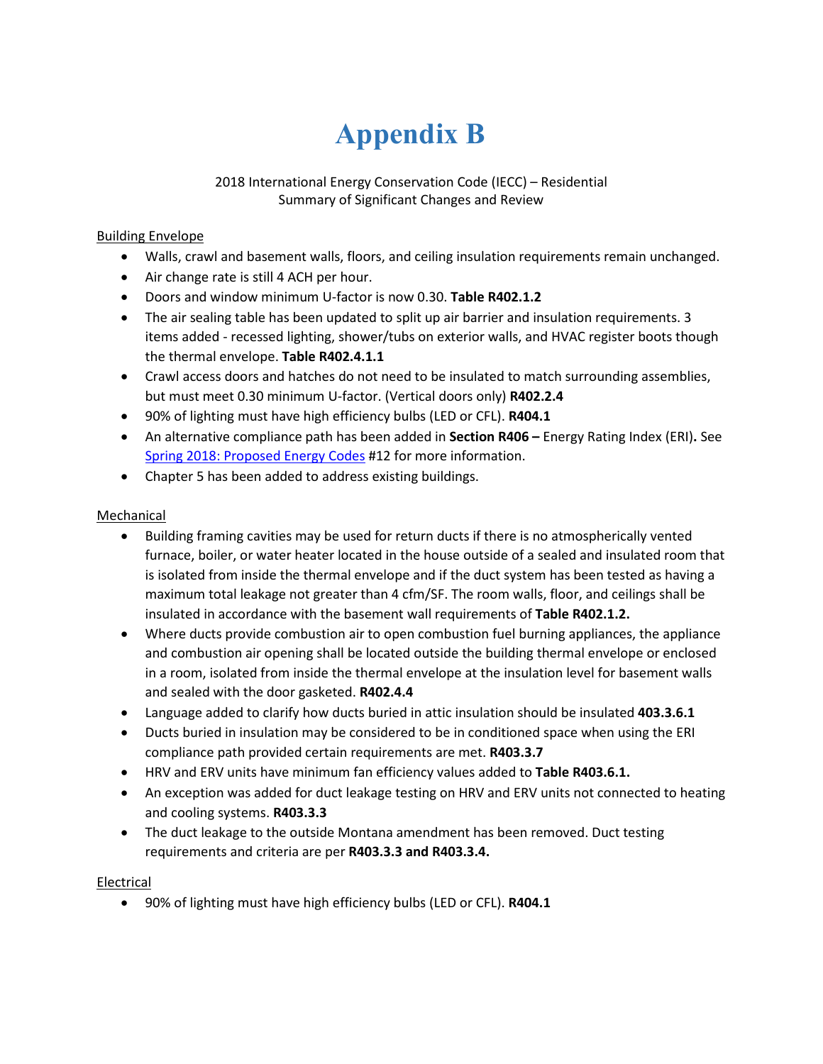# Appendix B

2018 International Energy Conservation Code (IECC) – Residential
Summary of Significant Changes and Review

Building Envelope

- Walls, crawl and basement walls, floors, and ceiling insulation requirements remain unchanged.
- Air change rate is still 4 ACH per hour.
- Doors and window minimum U-factor is now 0.30. **Table R402.1.2**
- The air sealing table has been updated to split up air barrier and insulation requirements. 3 items added - recessed lighting, shower/tubs on exterior walls, and HVAC register boots though the thermal envelope. **Table R402.4.1.1**
- Crawl access doors and hatches do not need to be insulated to match surrounding assemblies, but must meet 0.30 minimum U-factor. (Vertical doors only) **R402.2.4**
- 90% of lighting must have high efficiency bulbs (LED or CFL). **R404.1**
- An alternative compliance path has been added in **Section R406 –** Energy Rating Index (ERI)**.** See [Spring 2018: Proposed Energy Codes](#) #12 for more information.
- Chapter 5 has been added to address existing buildings.

Mechanical

- Building framing cavities may be used for return ducts if there is no atmospherically vented furnace, boiler, or water heater located in the house outside of a sealed and insulated room that is isolated from inside the thermal envelope and if the duct system has been tested as having a maximum total leakage not greater than 4 cfm/SF. The room walls, floor, and ceilings shall be insulated in accordance with the basement wall requirements of **Table R402.1.2.**
- Where ducts provide combustion air to open combustion fuel burning appliances, the appliance and combustion air opening shall be located outside the building thermal envelope or enclosed in a room, isolated from inside the thermal envelope at the insulation level for basement walls and sealed with the door gasketed. **R402.4.4**
- Language added to clarify how ducts buried in attic insulation should be insulated **403.3.6.1**
- Ducts buried in insulation may be considered to be in conditioned space when using the ERI compliance path provided certain requirements are met. **R403.3.7**
- HRV and ERV units have minimum fan efficiency values added to **Table R403.6.1.**
- An exception was added for duct leakage testing on HRV and ERV units not connected to heating and cooling systems. **R403.3.3**
- The duct leakage to the outside Montana amendment has been removed. Duct testing requirements and criteria are per **R403.3.3 and R403.3.4.**

Electrical

- 90% of lighting must have high efficiency bulbs (LED or CFL). **R404.1**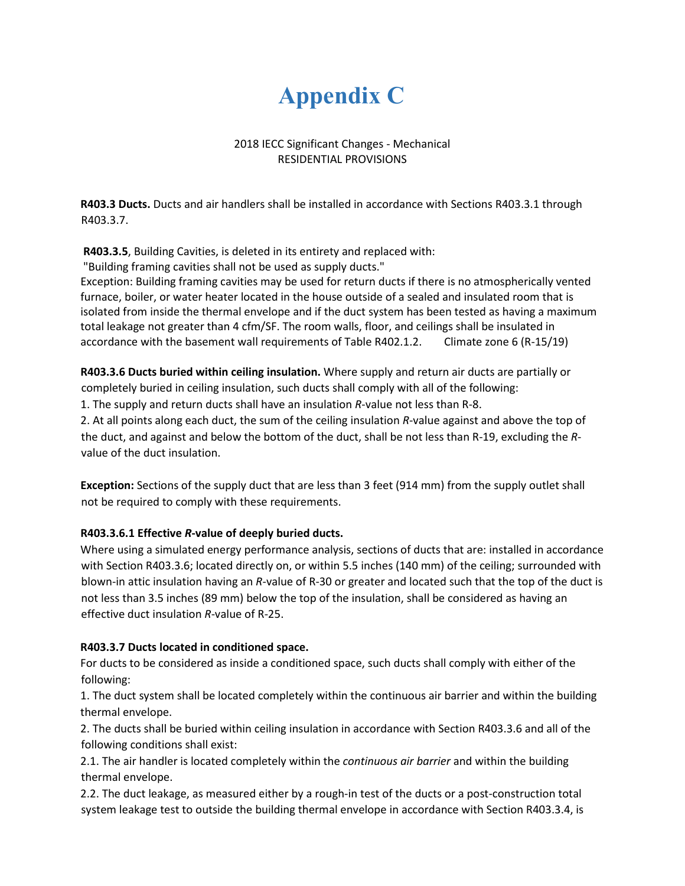# Appendix C

2018 IECC Significant Changes - Mechanical
RESIDENTIAL PROVISIONS

**R403.3 Ducts.** Ducts and air handlers shall be installed in accordance with Sections R403.3.1 through R403.3.7.

**R403.3.5**, Building Cavities, is deleted in its entirety and replaced with:
"Building framing cavities shall not be used as supply ducts."
Exception: Building framing cavities may be used for return ducts if there is no atmospherically vented furnace, boiler, or water heater located in the house outside of a sealed and insulated room that is isolated from inside the thermal envelope and if the duct system has been tested as having a maximum total leakage not greater than 4 cfm/SF. The room walls, floor, and ceilings shall be insulated in accordance with the basement wall requirements of Table R402.1.2. Climate zone 6 (R-15/19)

**R403.3.6 Ducts buried within ceiling insulation.** Where supply and return air ducts are partially or completely buried in ceiling insulation, such ducts shall comply with all of the following:

1. The supply and return ducts shall have an insulation *R*-value not less than R-8.
2. At all points along each duct, the sum of the ceiling insulation *R*-value against and above the top of the duct, and against and below the bottom of the duct, shall be not less than R-19, excluding the *R*-value of the duct insulation.

**Exception:** Sections of the supply duct that are less than 3 feet (914 mm) from the supply outlet shall not be required to comply with these requirements.

**R403.3.6.1 Effective *R*-value of deeply buried ducts.**
Where using a simulated energy performance analysis, sections of ducts that are: installed in accordance with Section R403.3.6; located directly on, or within 5.5 inches (140 mm) of the ceiling; surrounded with blown-in attic insulation having an *R*-value of R-30 or greater and located such that the top of the duct is not less than 3.5 inches (89 mm) below the top of the insulation, shall be considered as having an effective duct insulation *R*-value of R-25.

**R403.3.7 Ducts located in conditioned space.**
For ducts to be considered as inside a conditioned space, such ducts shall comply with either of the following:

1. The duct system shall be located completely within the continuous air barrier and within the building thermal envelope.
2. The ducts shall be buried within ceiling insulation in accordance with Section R403.3.6 and all of the following conditions shall exist:

2.1. The air handler is located completely within the *continuous air barrier* and within the building thermal envelope.

2.2. The duct leakage, as measured either by a rough-in test of the ducts or a post-construction total system leakage test to outside the building thermal envelope in accordance with Section R403.3.4, is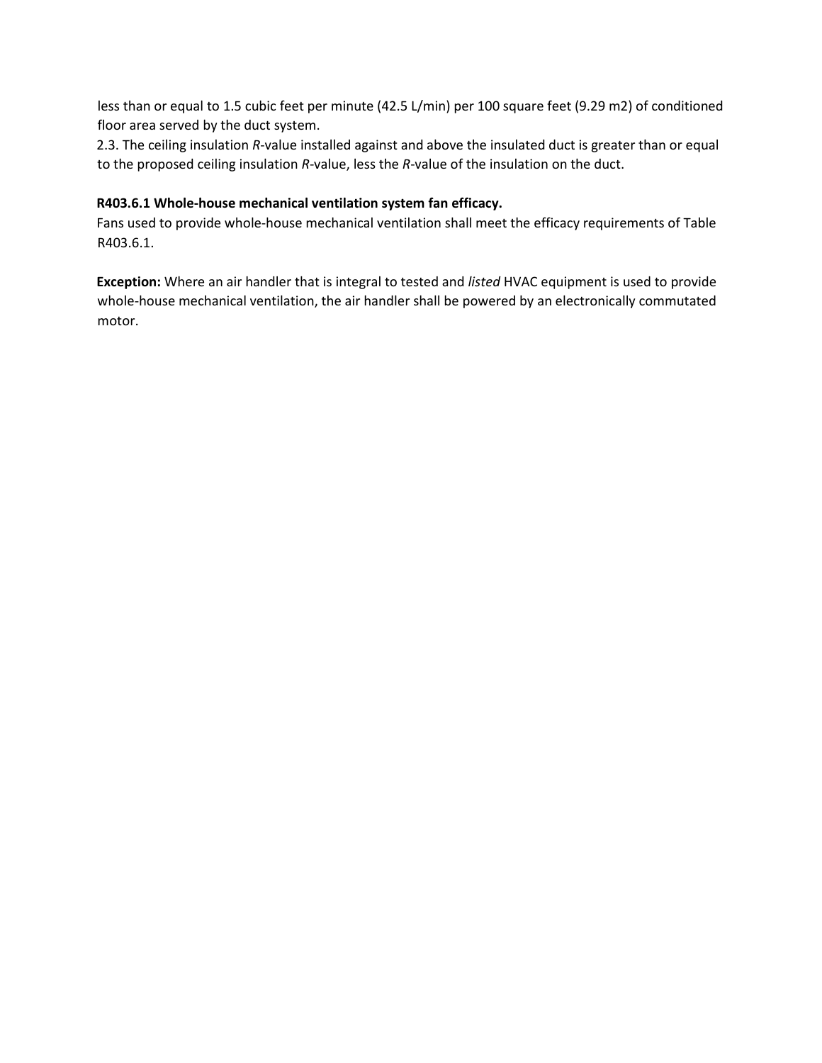less than or equal to 1.5 cubic feet per minute (42.5 L/min) per 100 square feet (9.29 m2) of conditioned floor area served by the duct system.

2.3. The ceiling insulation *R*-value installed against and above the insulated duct is greater than or equal to the proposed ceiling insulation *R*-value, less the *R*-value of the insulation on the duct.

**R403.6.1 Whole-house mechanical ventilation system fan efficacy.**

Fans used to provide whole-house mechanical ventilation shall meet the efficacy requirements of Table R403.6.1.

**Exception:** Where an air handler that is integral to tested and *listed* HVAC equipment is used to provide whole-house mechanical ventilation, the air handler shall be powered by an electronically commutated motor.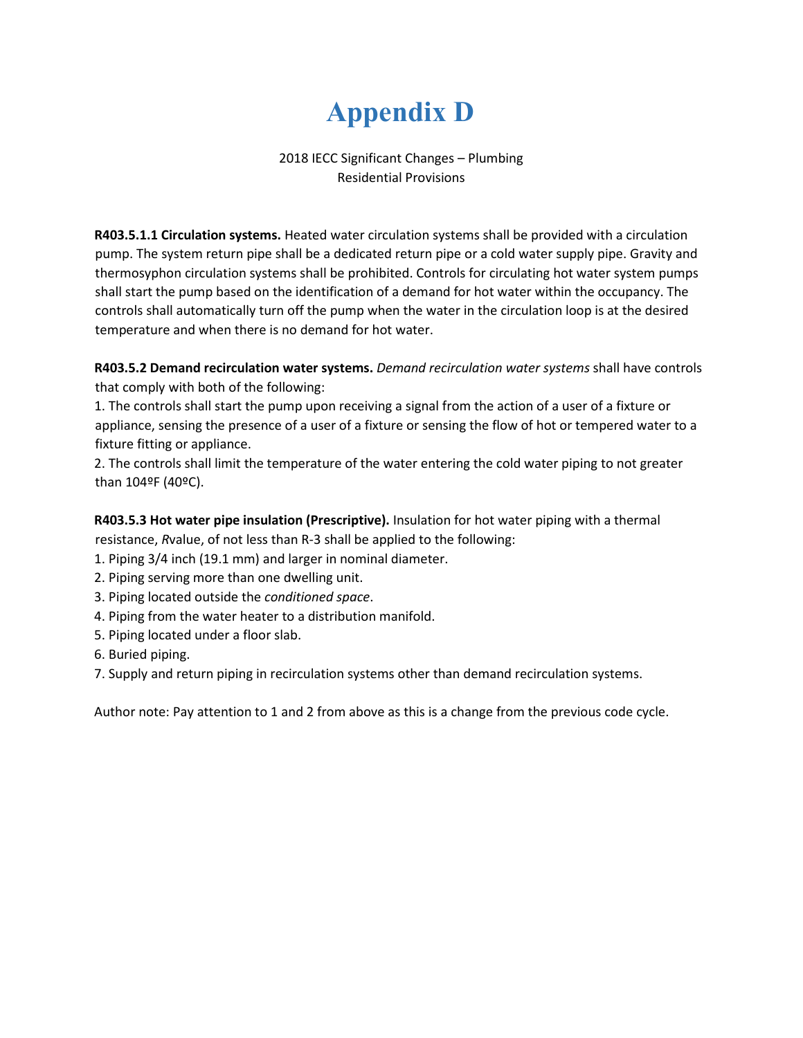# Appendix D

2018 IECC Significant Changes – Plumbing
Residential Provisions

**R403.5.1.1 Circulation systems.** Heated water circulation systems shall be provided with a circulation pump. The system return pipe shall be a dedicated return pipe or a cold water supply pipe. Gravity and thermosyphon circulation systems shall be prohibited. Controls for circulating hot water system pumps shall start the pump based on the identification of a demand for hot water within the occupancy. The controls shall automatically turn off the pump when the water in the circulation loop is at the desired temperature and when there is no demand for hot water.

**R403.5.2 Demand recirculation water systems.** *Demand recirculation water systems* shall have controls that comply with both of the following:

1. The controls shall start the pump upon receiving a signal from the action of a user of a fixture or appliance, sensing the presence of a user of a fixture or sensing the flow of hot or tempered water to a fixture fitting or appliance.
2. The controls shall limit the temperature of the water entering the cold water piping to not greater than 104ºF (40ºC).

**R403.5.3 Hot water pipe insulation (Prescriptive).** Insulation for hot water piping with a thermal resistance, *R*value, of not less than R-3 shall be applied to the following:

1. Piping 3/4 inch (19.1 mm) and larger in nominal diameter.
2. Piping serving more than one dwelling unit.
3. Piping located outside the *conditioned space*.
4. Piping from the water heater to a distribution manifold.
5. Piping located under a floor slab.
6. Buried piping.
7. Supply and return piping in recirculation systems other than demand recirculation systems.

Author note: Pay attention to 1 and 2 from above as this is a change from the previous code cycle.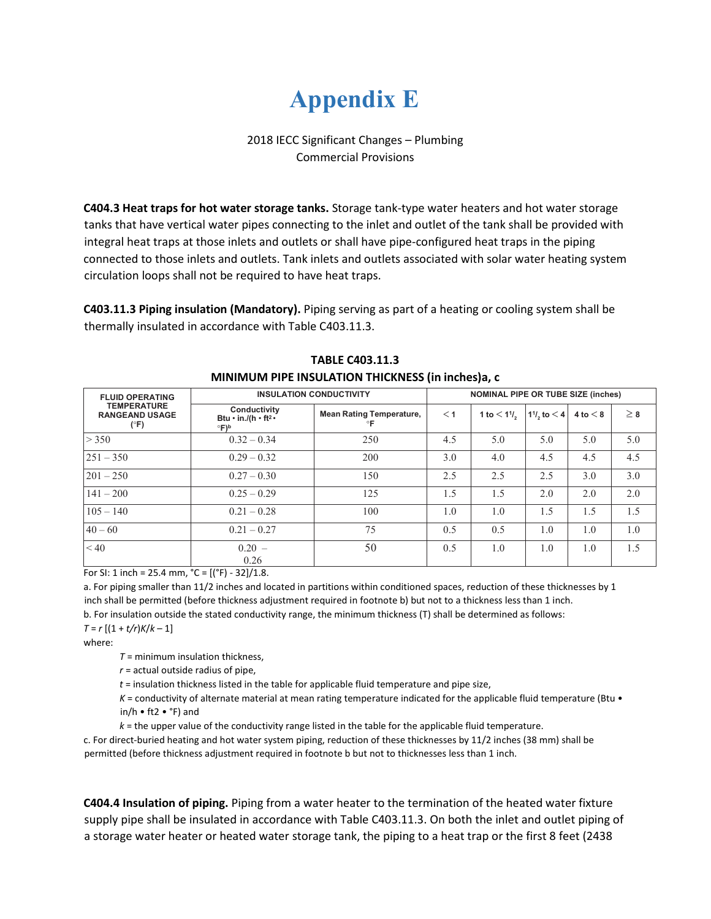# Appendix E

2018 IECC Significant Changes – Plumbing
Commercial Provisions

**C404.3 Heat traps for hot water storage tanks.** Storage tank-type water heaters and hot water storage tanks that have vertical water pipes connecting to the inlet and outlet of the tank shall be provided with integral heat traps at those inlets and outlets or shall have pipe-configured heat traps in the piping connected to those inlets and outlets. Tank inlets and outlets associated with solar water heating system circulation loops shall not be required to have heat traps.

**C403.11.3 Piping insulation (Mandatory).** Piping serving as part of a heating or cooling system shall be thermally insulated in accordance with Table C403.11.3.

**TABLE C403.11.3**
**MINIMUM PIPE INSULATION THICKNESS (in inches)a, c**

| FLUID OPERATING TEMPERATURE RANGEAND USAGE (°F) | INSULATION CONDUCTIVITY | | NOMINAL PIPE OR TUBE SIZE (inches) | | | | |
|---|---|---|---|---|---|---|---|
| | Conductivity Btu • in./(h • ft² • °F)[b] | Mean Rating Temperature, °F | < 1 | 1 to < 1 1/2 | 1 1/2 to < 4 | 4 to < 8 | ≥ 8 |
| > 350 | 0.32 – 0.34 | 250 | 4.5 | 5.0 | 5.0 | 5.0 | 5.0 |
| 251 – 350 | 0.29 – 0.32 | 200 | 3.0 | 4.0 | 4.5 | 4.5 | 4.5 |
| 201 – 250 | 0.27 – 0.30 | 150 | 2.5 | 2.5 | 2.5 | 3.0 | 3.0 |
| 141 – 200 | 0.25 – 0.29 | 125 | 1.5 | 1.5 | 2.0 | 2.0 | 2.0 |
| 105 – 140 | 0.21 – 0.28 | 100 | 1.0 | 1.0 | 1.5 | 1.5 | 1.5 |
| 40 – 60 | 0.21 – 0.27 | 75 | 0.5 | 0.5 | 1.0 | 1.0 | 1.0 |
| < 40 | 0.20 – 0.26 | 50 | 0.5 | 1.0 | 1.0 | 1.0 | 1.5 |

For SI: 1 inch = 25.4 mm, °C = [(°F) - 32]/1.8.

a. For piping smaller than 11/2 inches and located in partitions within conditioned spaces, reduction of these thicknesses by 1 inch shall be permitted (before thickness adjustment required in footnote b) but not to a thickness less than 1 inch.

b. For insulation outside the stated conductivity range, the minimum thickness (T) shall be determined as follows:

$T = r\,[(1 + t/r)^{K/k} - 1]$

where:

- $T$ = minimum insulation thickness,
- $r$ = actual outside radius of pipe,
- $t$ = insulation thickness listed in the table for applicable fluid temperature and pipe size,
- $K$ = conductivity of alternate material at mean rating temperature indicated for the applicable fluid temperature (Btu • in/h • ft2 • °F) and
- $k$ = the upper value of the conductivity range listed in the table for the applicable fluid temperature.

c. For direct-buried heating and hot water system piping, reduction of these thicknesses by 11/2 inches (38 mm) shall be permitted (before thickness adjustment required in footnote b but not to thicknesses less than 1 inch.

**C404.4 Insulation of piping.** Piping from a water heater to the termination of the heated water fixture supply pipe shall be insulated in accordance with Table C403.11.3. On both the inlet and outlet piping of a storage water heater or heated water storage tank, the piping to a heat trap or the first 8 feet (2438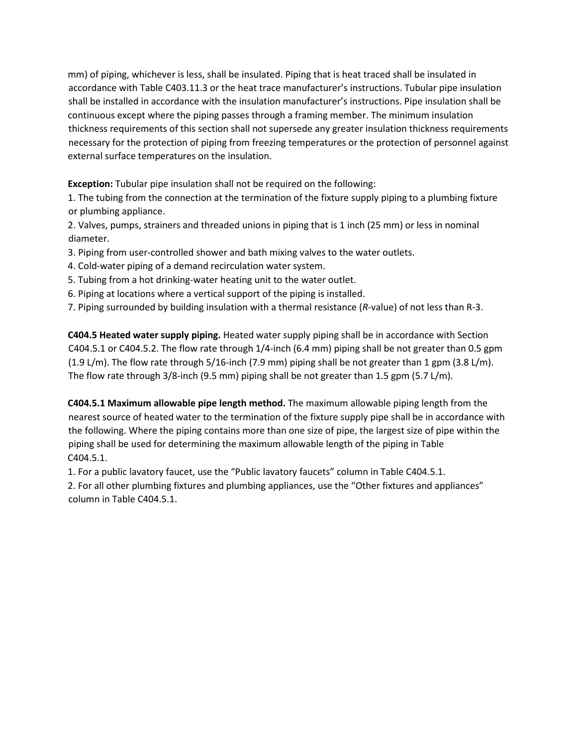mm) of piping, whichever is less, shall be insulated. Piping that is heat traced shall be insulated in accordance with Table C403.11.3 or the heat trace manufacturer's instructions. Tubular pipe insulation shall be installed in accordance with the insulation manufacturer's instructions. Pipe insulation shall be continuous except where the piping passes through a framing member. The minimum insulation thickness requirements of this section shall not supersede any greater insulation thickness requirements necessary for the protection of piping from freezing temperatures or the protection of personnel against external surface temperatures on the insulation.

**Exception:** Tubular pipe insulation shall not be required on the following:

1. The tubing from the connection at the termination of the fixture supply piping to a plumbing fixture or plumbing appliance.
2. Valves, pumps, strainers and threaded unions in piping that is 1 inch (25 mm) or less in nominal diameter.
3. Piping from user-controlled shower and bath mixing valves to the water outlets.
4. Cold-water piping of a demand recirculation water system.
5. Tubing from a hot drinking-water heating unit to the water outlet.
6. Piping at locations where a vertical support of the piping is installed.
7. Piping surrounded by building insulation with a thermal resistance (*R*-value) of not less than R-3.

**C404.5 Heated water supply piping.** Heated water supply piping shall be in accordance with Section C404.5.1 or C404.5.2. The flow rate through 1/4-inch (6.4 mm) piping shall be not greater than 0.5 gpm (1.9 L/m). The flow rate through 5/16-inch (7.9 mm) piping shall be not greater than 1 gpm (3.8 L/m). The flow rate through 3/8-inch (9.5 mm) piping shall be not greater than 1.5 gpm (5.7 L/m).

**C404.5.1 Maximum allowable pipe length method.** The maximum allowable piping length from the nearest source of heated water to the termination of the fixture supply pipe shall be in accordance with the following. Where the piping contains more than one size of pipe, the largest size of pipe within the piping shall be used for determining the maximum allowable length of the piping in Table C404.5.1.

1. For a public lavatory faucet, use the "Public lavatory faucets" column in Table C404.5.1.
2. For all other plumbing fixtures and plumbing appliances, use the "Other fixtures and appliances" column in Table C404.5.1.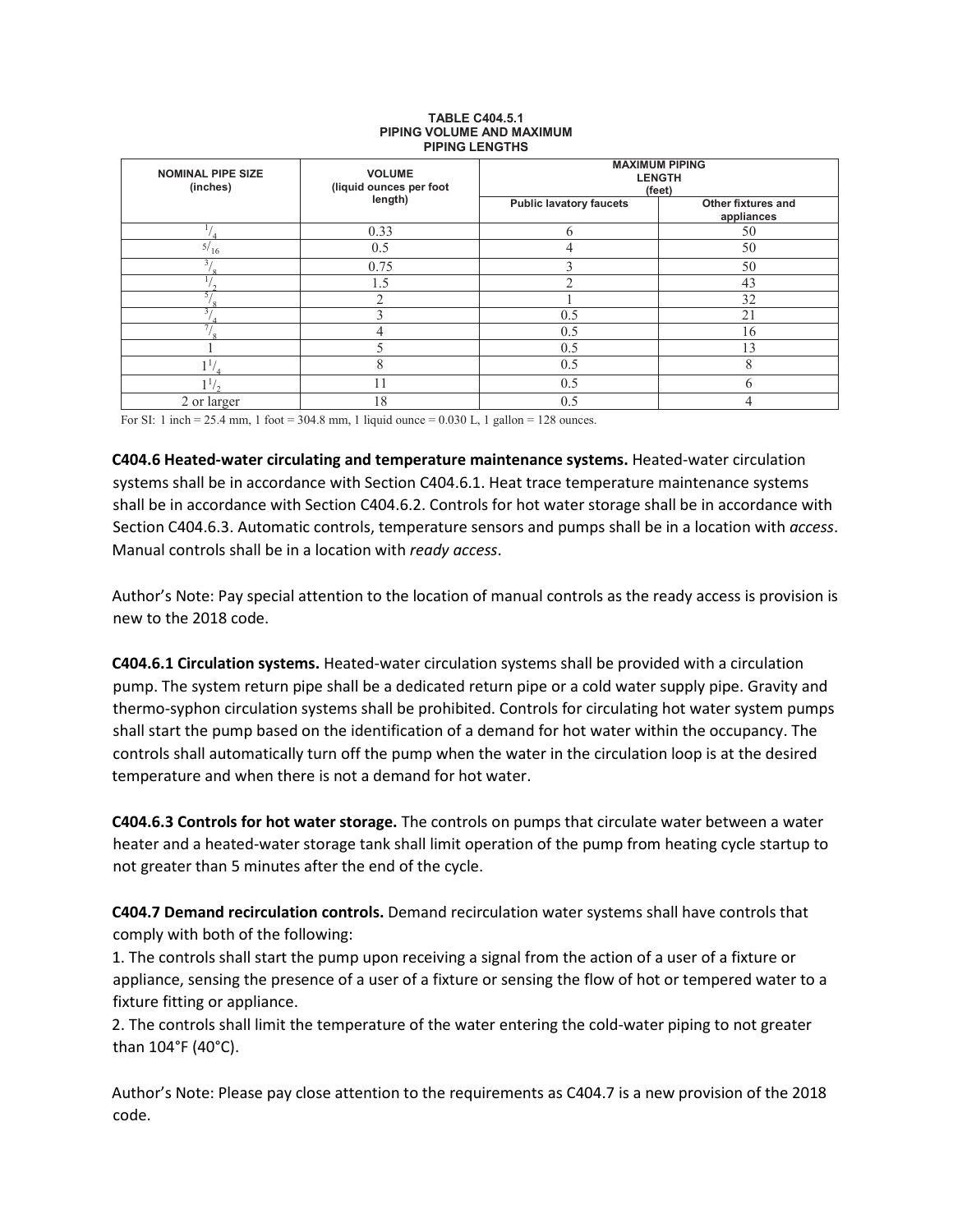**TABLE C404.5.1**
**PIPING VOLUME AND MAXIMUM PIPING LENGTHS**

| NOMINAL PIPE SIZE (inches) | VOLUME (liquid ounces per foot length) | MAXIMUM PIPING LENGTH (feet) | |
|---|---|---|---|
| | | Public lavatory faucets | Other fixtures and appliances |
| 1/4 | 0.33 | 6 | 50 |
| 5/16 | 0.5 | 4 | 50 |
| 3/8 | 0.75 | 3 | 50 |
| 1/2 | 1.5 | 2 | 43 |
| 5/8 | 2 | 1 | 32 |
| 3/4 | 3 | 0.5 | 21 |
| 7/8 | 4 | 0.5 | 16 |
| 1 | 5 | 0.5 | 13 |
| 1 1/4 | 8 | 0.5 | 8 |
| 1 1/2 | 11 | 0.5 | 6 |
| 2 or larger | 18 | 0.5 | 4 |

For SI: 1 inch = 25.4 mm, 1 foot = 304.8 mm, 1 liquid ounce = 0.030 L, 1 gallon = 128 ounces.

**C404.6 Heated-water circulating and temperature maintenance systems.** Heated-water circulation systems shall be in accordance with Section C404.6.1. Heat trace temperature maintenance systems shall be in accordance with Section C404.6.2. Controls for hot water storage shall be in accordance with Section C404.6.3. Automatic controls, temperature sensors and pumps shall be in a location with *access*. Manual controls shall be in a location with *ready access*.

Author's Note: Pay special attention to the location of manual controls as the ready access is provision is new to the 2018 code.

**C404.6.1 Circulation systems.** Heated-water circulation systems shall be provided with a circulation pump. The system return pipe shall be a dedicated return pipe or a cold water supply pipe. Gravity and thermo-syphon circulation systems shall be prohibited. Controls for circulating hot water system pumps shall start the pump based on the identification of a demand for hot water within the occupancy. The controls shall automatically turn off the pump when the water in the circulation loop is at the desired temperature and when there is not a demand for hot water.

**C404.6.3 Controls for hot water storage.** The controls on pumps that circulate water between a water heater and a heated-water storage tank shall limit operation of the pump from heating cycle startup to not greater than 5 minutes after the end of the cycle.

**C404.7 Demand recirculation controls.** Demand recirculation water systems shall have controls that comply with both of the following:

1. The controls shall start the pump upon receiving a signal from the action of a user of a fixture or appliance, sensing the presence of a user of a fixture or sensing the flow of hot or tempered water to a fixture fitting or appliance.
2. The controls shall limit the temperature of the water entering the cold-water piping to not greater than 104°F (40°C).

Author's Note: Please pay close attention to the requirements as C404.7 is a new provision of the 2018 code.